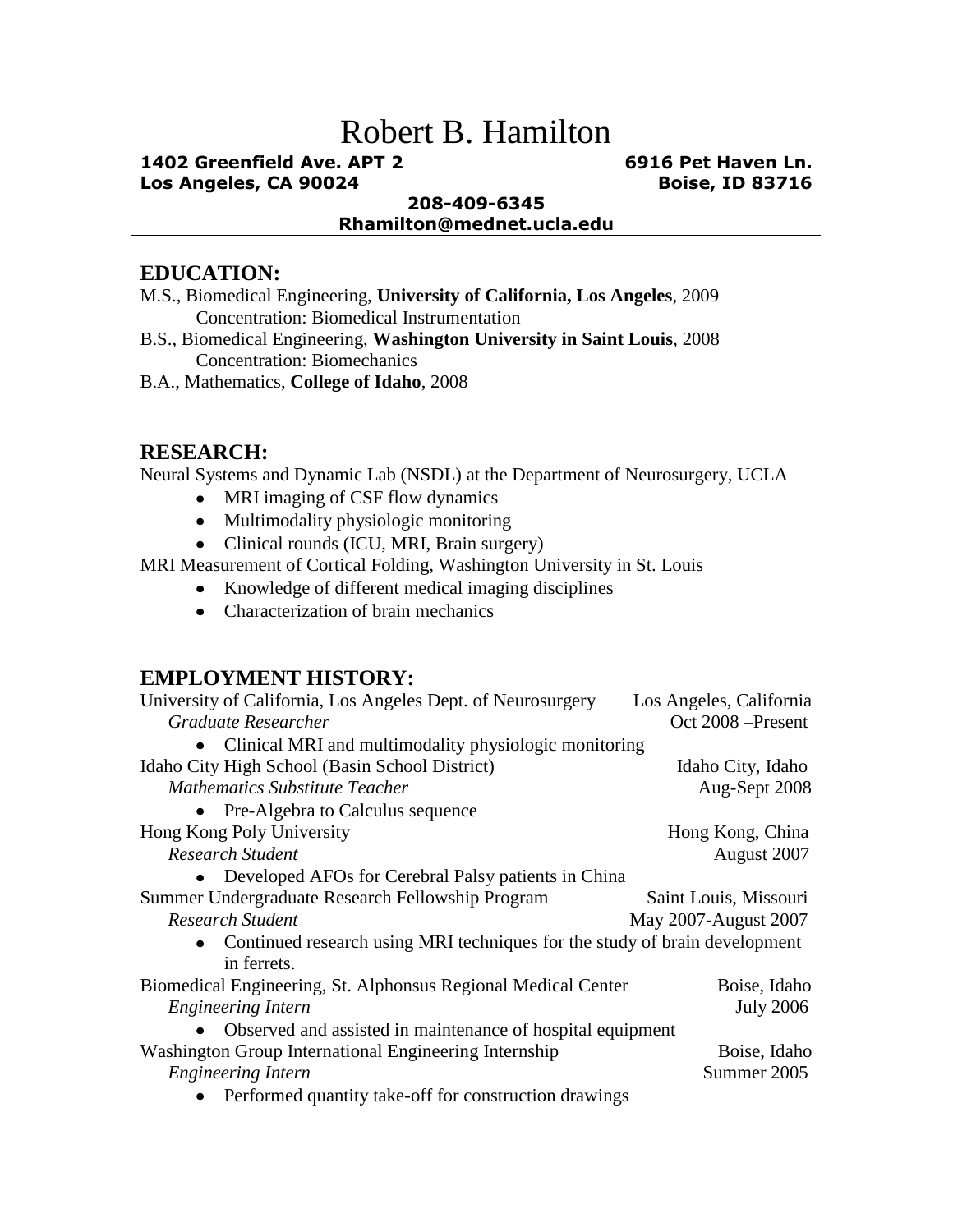# Robert B. Hamilton

**1402 Greenfield Ave. APT 2**
**Los Angeles, CA 90024**

**6916 Pet Haven Ln.**
**Boise, ID 83716**

**208-409-6345**
**Rhamilton@mednet.ucla.edu**

---

## EDUCATION:

M.S., Biomedical Engineering, **University of California, Los Angeles**, 2009
Concentration: Biomedical Instrumentation

B.S., Biomedical Engineering, **Washington University in Saint Louis**, 2008
Concentration: Biomechanics

B.A., Mathematics, **College of Idaho**, 2008

## RESEARCH:

Neural Systems and Dynamic Lab (NSDL) at the Department of Neurosurgery, UCLA

- MRI imaging of CSF flow dynamics
- Multimodality physiologic monitoring
- Clinical rounds (ICU, MRI, Brain surgery)

MRI Measurement of Cortical Folding, Washington University in St. Louis

- Knowledge of different medical imaging disciplines
- Characterization of brain mechanics

## EMPLOYMENT HISTORY:

University of California, Los Angeles Dept. of Neurosurgery — Los Angeles, California
*Graduate Researcher* — Oct 2008 –Present

- Clinical MRI and multimodality physiologic monitoring

Idaho City High School (Basin School District) — Idaho City, Idaho
*Mathematics Substitute Teacher* — Aug-Sept 2008

- Pre-Algebra to Calculus sequence

Hong Kong Poly University — Hong Kong, China
*Research Student* — August 2007

- Developed AFOs for Cerebral Palsy patients in China

Summer Undergraduate Research Fellowship Program — Saint Louis, Missouri
*Research Student* — May 2007-August 2007

- Continued research using MRI techniques for the study of brain development in ferrets.

Biomedical Engineering, St. Alphonsus Regional Medical Center — Boise, Idaho
*Engineering Intern* — July 2006

- Observed and assisted in maintenance of hospital equipment

Washington Group International Engineering Internship — Boise, Idaho
*Engineering Intern* — Summer 2005

- Performed quantity take-off for construction drawings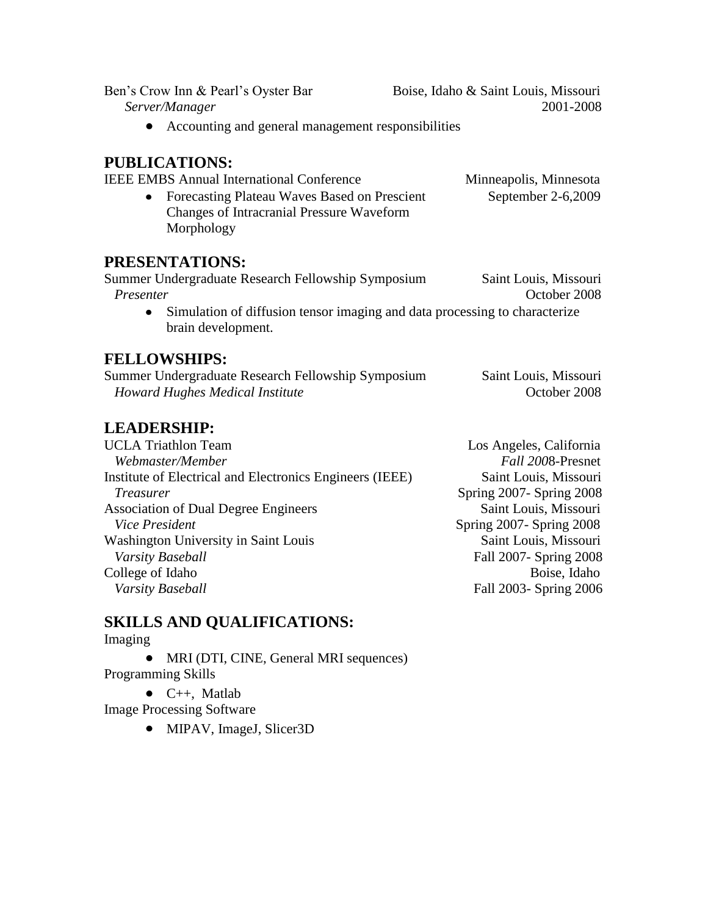Ben's Crow Inn & Pearl's Oyster Bar — Boise, Idaho & Saint Louis, Missouri
*Server/Manager* — 2001-2008

- Accounting and general management responsibilities

## PUBLICATIONS:

IEEE EMBS Annual International Conference — Minneapolis, Minnesota

- Forecasting Plateau Waves Based on Prescient Changes of Intracranial Pressure Waveform Morphology — September 2-6,2009

## PRESENTATIONS:

Summer Undergraduate Research Fellowship Symposium — Saint Louis, Missouri
*Presenter* — October 2008

- Simulation of diffusion tensor imaging and data processing to characterize brain development.

## FELLOWSHIPS:

Summer Undergraduate Research Fellowship Symposium — Saint Louis, Missouri
*Howard Hughes Medical Institute* — October 2008

## LEADERSHIP:

UCLA Triathlon Team — Los Angeles, California
*Webmaster/Member* — *Fall 200*8-Presnet

Institute of Electrical and Electronics Engineers (IEEE) — Saint Louis, Missouri
*Treasurer* — Spring 2007- Spring 2008

Association of Dual Degree Engineers — Saint Louis, Missouri
*Vice President* — Spring 2007- Spring 2008

Washington University in Saint Louis — Saint Louis, Missouri
*Varsity Baseball* — Fall 2007- Spring 2008

College of Idaho — Boise, Idaho
*Varsity Baseball* — Fall 2003- Spring 2006

## SKILLS AND QUALIFICATIONS:

Imaging

- MRI (DTI, CINE, General MRI sequences)

Programming Skills

- C++, Matlab

Image Processing Software

- MIPAV, ImageJ, Slicer3D